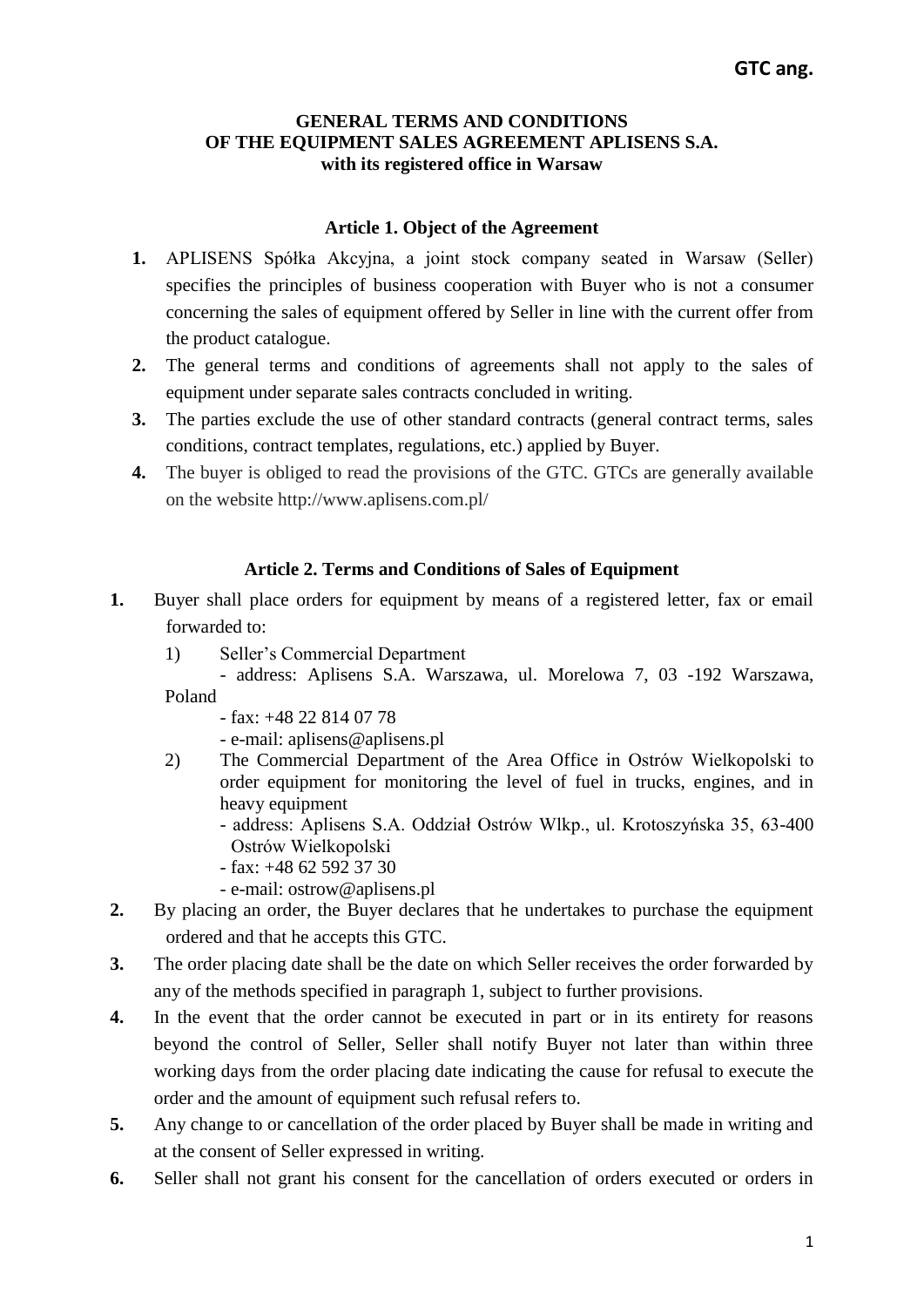# GENERAL TERMS AND CONDITIONS OF THE EQUIPMENT SALES AGREEMENT APLISENS S.A. with its registered office in Warsaw

## Article 1. Object of the Agreement

1. APLISENS Spółka Akcyjna, a joint stock company seated in Warsaw (Seller) specifies the principles of business cooperation with Buyer who is not a consumer concerning the sales of equipment offered by Seller in line with the current offer from the product catalogue.
2. The general terms and conditions of agreements shall not apply to the sales of equipment under separate sales contracts concluded in writing.
3. The parties exclude the use of other standard contracts (general contract terms, sales conditions, contract templates, regulations, etc.) applied by Buyer.
4. The buyer is obliged to read the provisions of the GTC. GTCs are generally available on the website http://www.aplisens.com.pl/

## Article 2. Terms and Conditions of Sales of Equipment

1. Buyer shall place orders for equipment by means of a registered letter, fax or email forwarded to:
   1) Seller's Commercial Department
      - address: Aplisens S.A. Warszawa, ul. Morelowa 7, 03 -192 Warszawa, Poland
      - fax: +48 22 814 07 78
      - e-mail: aplisens@aplisens.pl
   2) The Commercial Department of the Area Office in Ostrów Wielkopolski to order equipment for monitoring the level of fuel in trucks, engines, and in heavy equipment
      - address: Aplisens S.A. Oddział Ostrów Wlkp., ul. Krotoszyńska 35, 63-400 Ostrów Wielkopolski
      - fax: +48 62 592 37 30
      - e-mail: ostrow@aplisens.pl
2. By placing an order, the Buyer declares that he undertakes to purchase the equipment ordered and that he accepts this GTC.
3. The order placing date shall be the date on which Seller receives the order forwarded by any of the methods specified in paragraph 1, subject to further provisions.
4. In the event that the order cannot be executed in part or in its entirety for reasons beyond the control of Seller, Seller shall notify Buyer not later than within three working days from the order placing date indicating the cause for refusal to execute the order and the amount of equipment such refusal refers to.
5. Any change to or cancellation of the order placed by Buyer shall be made in writing and at the consent of Seller expressed in writing.
6. Seller shall not grant his consent for the cancellation of orders executed or orders in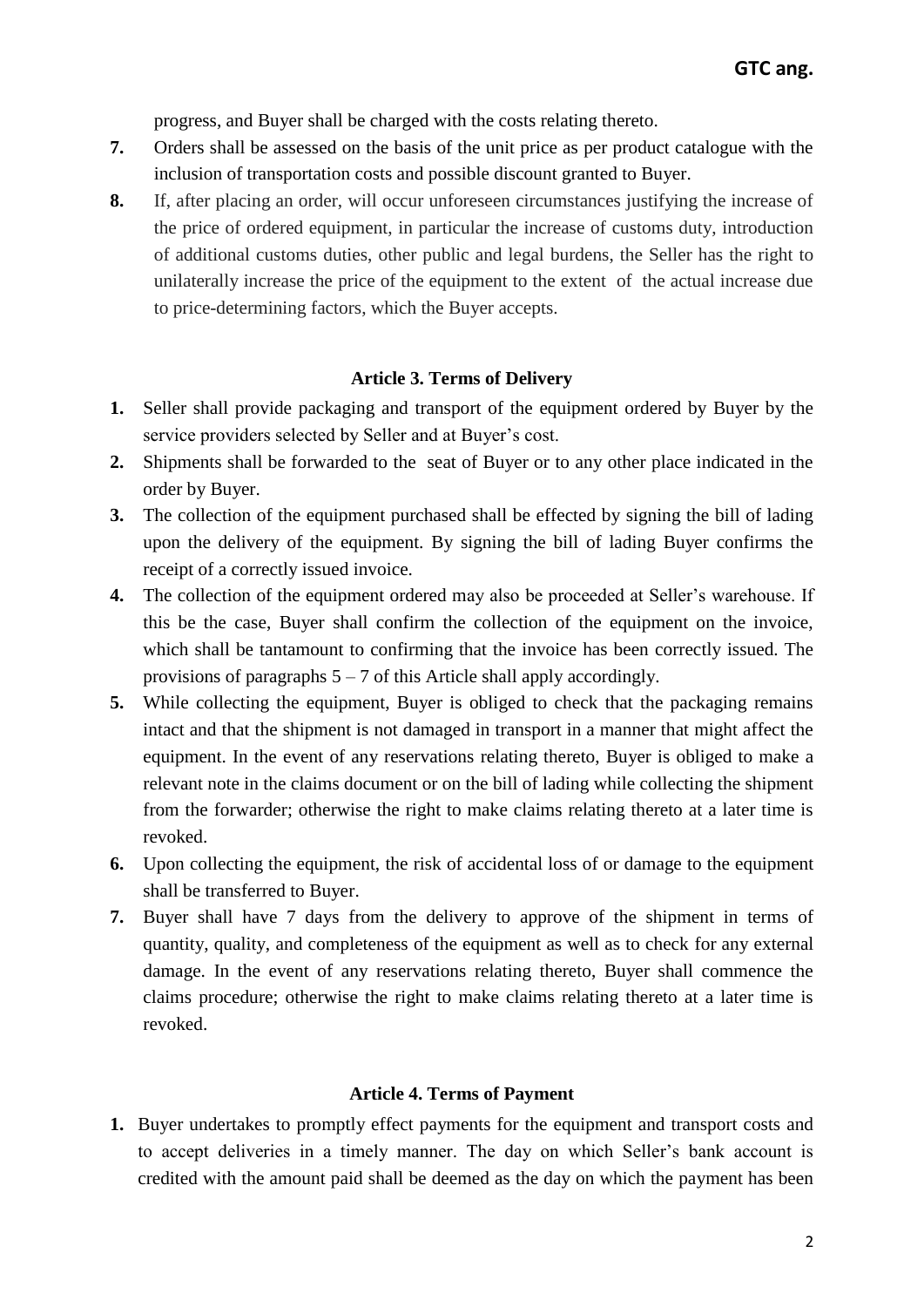progress, and Buyer shall be charged with the costs relating thereto.

7. Orders shall be assessed on the basis of the unit price as per product catalogue with the inclusion of transportation costs and possible discount granted to Buyer.
8. If, after placing an order, will occur unforeseen circumstances justifying the increase of the price of ordered equipment, in particular the increase of customs duty, introduction of additional customs duties, other public and legal burdens, the Seller has the right to unilaterally increase the price of the equipment to the extent of the actual increase due to price-determining factors, which the Buyer accepts.

### Article 3. Terms of Delivery

1. Seller shall provide packaging and transport of the equipment ordered by Buyer by the service providers selected by Seller and at Buyer's cost.
2. Shipments shall be forwarded to the seat of Buyer or to any other place indicated in the order by Buyer.
3. The collection of the equipment purchased shall be effected by signing the bill of lading upon the delivery of the equipment. By signing the bill of lading Buyer confirms the receipt of a correctly issued invoice.
4. The collection of the equipment ordered may also be proceeded at Seller's warehouse. If this be the case, Buyer shall confirm the collection of the equipment on the invoice, which shall be tantamount to confirming that the invoice has been correctly issued. The provisions of paragraphs 5 – 7 of this Article shall apply accordingly.
5. While collecting the equipment, Buyer is obliged to check that the packaging remains intact and that the shipment is not damaged in transport in a manner that might affect the equipment. In the event of any reservations relating thereto, Buyer is obliged to make a relevant note in the claims document or on the bill of lading while collecting the shipment from the forwarder; otherwise the right to make claims relating thereto at a later time is revoked.
6. Upon collecting the equipment, the risk of accidental loss of or damage to the equipment shall be transferred to Buyer.
7. Buyer shall have 7 days from the delivery to approve of the shipment in terms of quantity, quality, and completeness of the equipment as well as to check for any external damage. In the event of any reservations relating thereto, Buyer shall commence the claims procedure; otherwise the right to make claims relating thereto at a later time is revoked.

### Article 4. Terms of Payment

1. Buyer undertakes to promptly effect payments for the equipment and transport costs and to accept deliveries in a timely manner. The day on which Seller's bank account is credited with the amount paid shall be deemed as the day on which the payment has been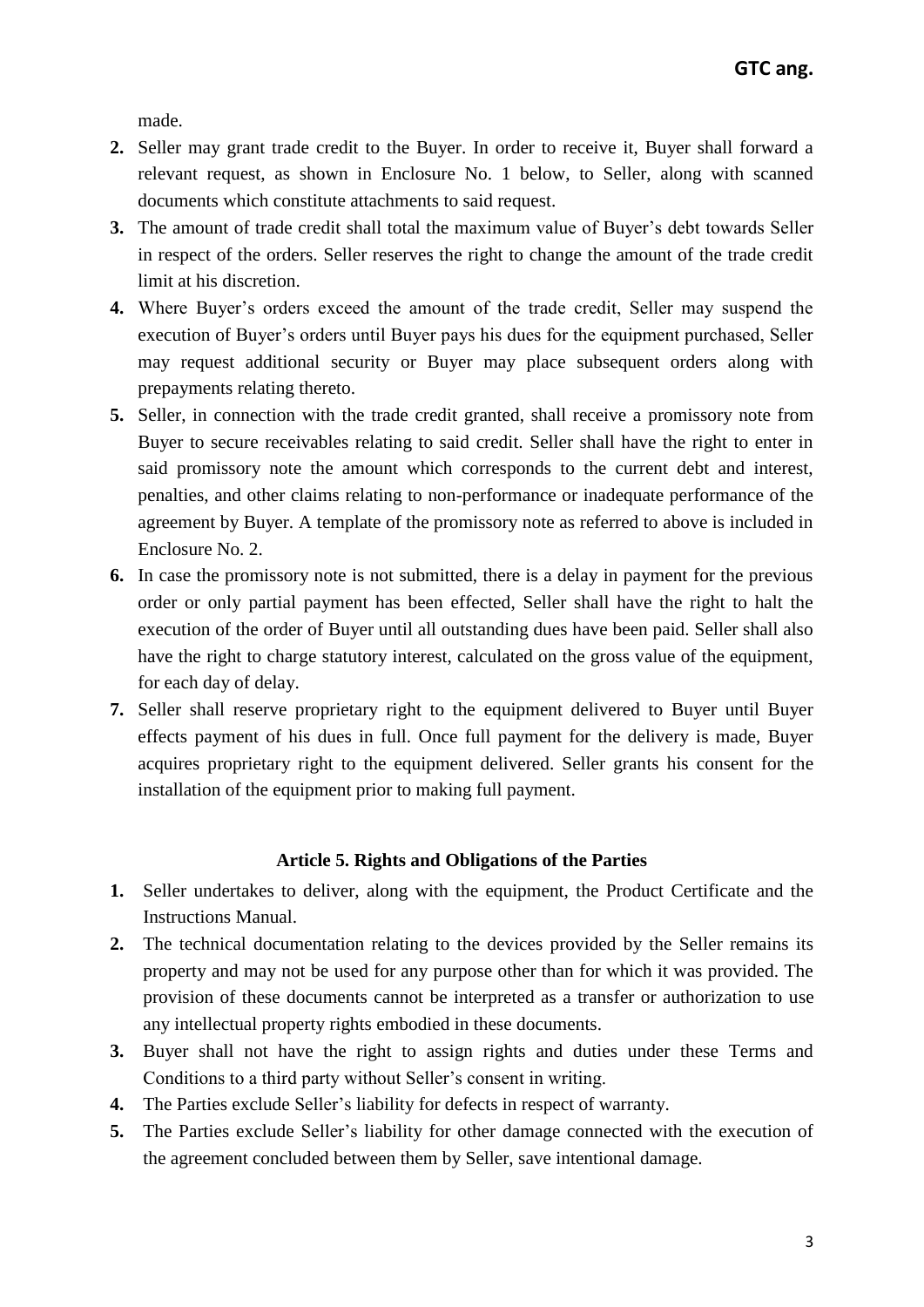made.

2. Seller may grant trade credit to the Buyer. In order to receive it, Buyer shall forward a relevant request, as shown in Enclosure No. 1 below, to Seller, along with scanned documents which constitute attachments to said request.
3. The amount of trade credit shall total the maximum value of Buyer's debt towards Seller in respect of the orders. Seller reserves the right to change the amount of the trade credit limit at his discretion.
4. Where Buyer's orders exceed the amount of the trade credit, Seller may suspend the execution of Buyer's orders until Buyer pays his dues for the equipment purchased, Seller may request additional security or Buyer may place subsequent orders along with prepayments relating thereto.
5. Seller, in connection with the trade credit granted, shall receive a promissory note from Buyer to secure receivables relating to said credit. Seller shall have the right to enter in said promissory note the amount which corresponds to the current debt and interest, penalties, and other claims relating to non-performance or inadequate performance of the agreement by Buyer. A template of the promissory note as referred to above is included in Enclosure No. 2.
6. In case the promissory note is not submitted, there is a delay in payment for the previous order or only partial payment has been effected, Seller shall have the right to halt the execution of the order of Buyer until all outstanding dues have been paid. Seller shall also have the right to charge statutory interest, calculated on the gross value of the equipment, for each day of delay.
7. Seller shall reserve proprietary right to the equipment delivered to Buyer until Buyer effects payment of his dues in full. Once full payment for the delivery is made, Buyer acquires proprietary right to the equipment delivered. Seller grants his consent for the installation of the equipment prior to making full payment.

## Article 5. Rights and Obligations of the Parties

1. Seller undertakes to deliver, along with the equipment, the Product Certificate and the Instructions Manual.
2. The technical documentation relating to the devices provided by the Seller remains its property and may not be used for any purpose other than for which it was provided. The provision of these documents cannot be interpreted as a transfer or authorization to use any intellectual property rights embodied in these documents.
3. Buyer shall not have the right to assign rights and duties under these Terms and Conditions to a third party without Seller's consent in writing.
4. The Parties exclude Seller's liability for defects in respect of warranty.
5. The Parties exclude Seller's liability for other damage connected with the execution of the agreement concluded between them by Seller, save intentional damage.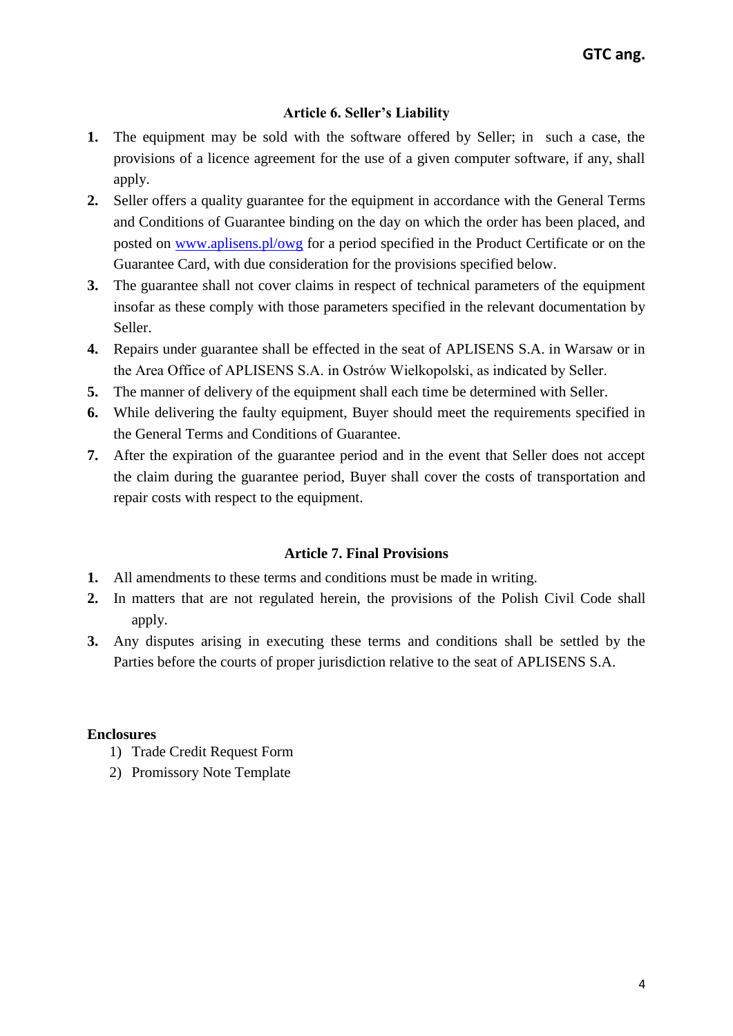## Article 6. Seller's Liability

1. The equipment may be sold with the software offered by Seller; in such a case, the provisions of a licence agreement for the use of a given computer software, if any, shall apply.
2. Seller offers a quality guarantee for the equipment in accordance with the General Terms and Conditions of Guarantee binding on the day on which the order has been placed, and posted on [www.aplisens.pl/owg](http://www.aplisens.pl/owg) for a period specified in the Product Certificate or on the Guarantee Card, with due consideration for the provisions specified below.
3. The guarantee shall not cover claims in respect of technical parameters of the equipment insofar as these comply with those parameters specified in the relevant documentation by Seller.
4. Repairs under guarantee shall be effected in the seat of APLISENS S.A. in Warsaw or in the Area Office of APLISENS S.A. in Ostrów Wielkopolski, as indicated by Seller.
5. The manner of delivery of the equipment shall each time be determined with Seller.
6. While delivering the faulty equipment, Buyer should meet the requirements specified in the General Terms and Conditions of Guarantee.
7. After the expiration of the guarantee period and in the event that Seller does not accept the claim during the guarantee period, Buyer shall cover the costs of transportation and repair costs with respect to the equipment.

## Article 7. Final Provisions

1. All amendments to these terms and conditions must be made in writing.
2. In matters that are not regulated herein, the provisions of the Polish Civil Code shall apply.
3. Any disputes arising in executing these terms and conditions shall be settled by the Parties before the courts of proper jurisdiction relative to the seat of APLISENS S.A.

**Enclosures**

1) Trade Credit Request Form
2) Promissory Note Template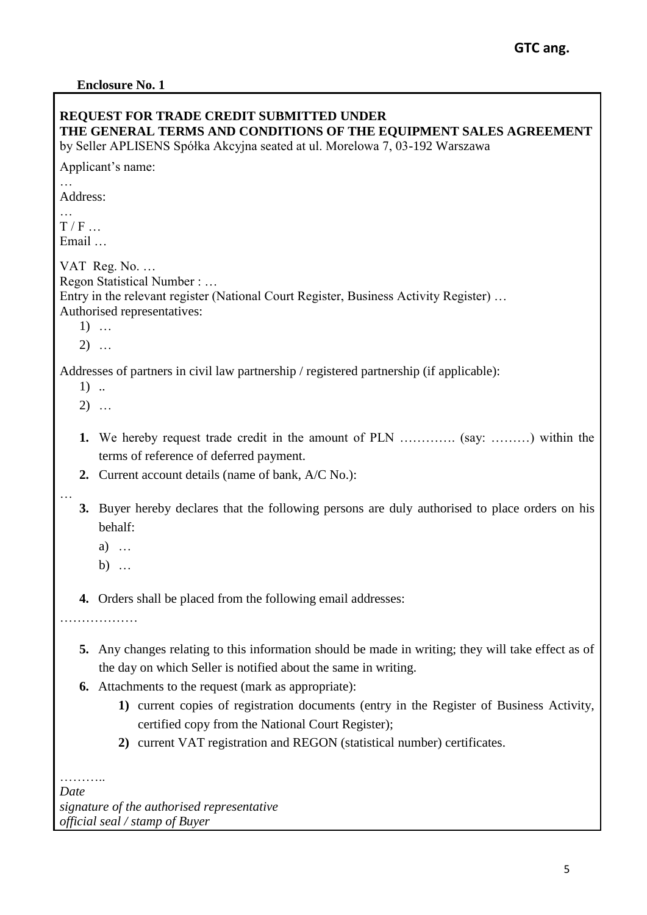**Enclosure No. 1**

**REQUEST FOR TRADE CREDIT SUBMITTED UNDER**
**THE GENERAL TERMS AND CONDITIONS OF THE EQUIPMENT SALES AGREEMENT**
by Seller APLISENS Spółka Akcyjna seated at ul. Morelowa 7, 03-192 Warszawa

Applicant's name:
…
Address:
…
T / F …
Email …

VAT Reg. No. …
Regon Statistical Number : …
Entry in the relevant register (National Court Register, Business Activity Register) …
Authorised representatives:

1) …
2) …

Addresses of partners in civil law partnership / registered partnership (if applicable):

1) ..
2) …

1. We hereby request trade credit in the amount of PLN …………. (say: ………) within the terms of reference of deferred payment.
2. Current account details (name of bank, A/C No.):

…

3. Buyer hereby declares that the following persons are duly authorised to place orders on his behalf:
   a) …
   b) …
4. Orders shall be placed from the following email addresses:

………………

5. Any changes relating to this information should be made in writing; they will take effect as of the day on which Seller is notified about the same in writing.
6. Attachments to the request (mark as appropriate):
   1) current copies of registration documents (entry in the Register of Business Activity, certified copy from the National Court Register);
   2) current VAT registration and REGON (statistical number) certificates.

………..
*Date*
*signature of the authorised representative*
*official seal / stamp of Buyer*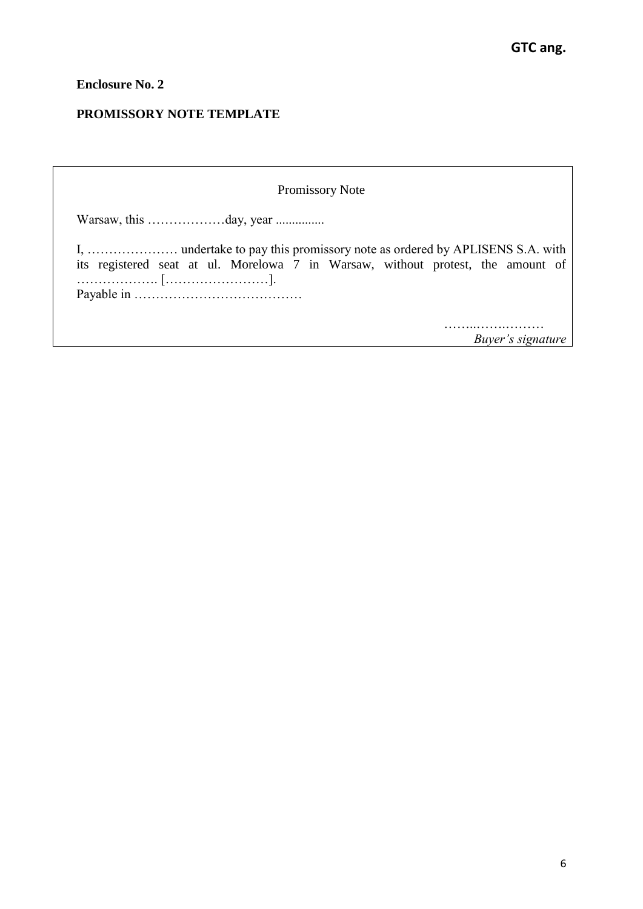**Enclosure No. 2**

**PROMISSORY NOTE TEMPLATE**

Promissory Note

Warsaw, this ………………day, year ...............

I, ………………… undertake to pay this promissory note as ordered by APLISENS S.A. with its registered seat at ul. Morelowa 7 in Warsaw, without protest, the amount of ………………. […………………….].
Payable in …………………………………

……..……..………
*Buyer's signature*